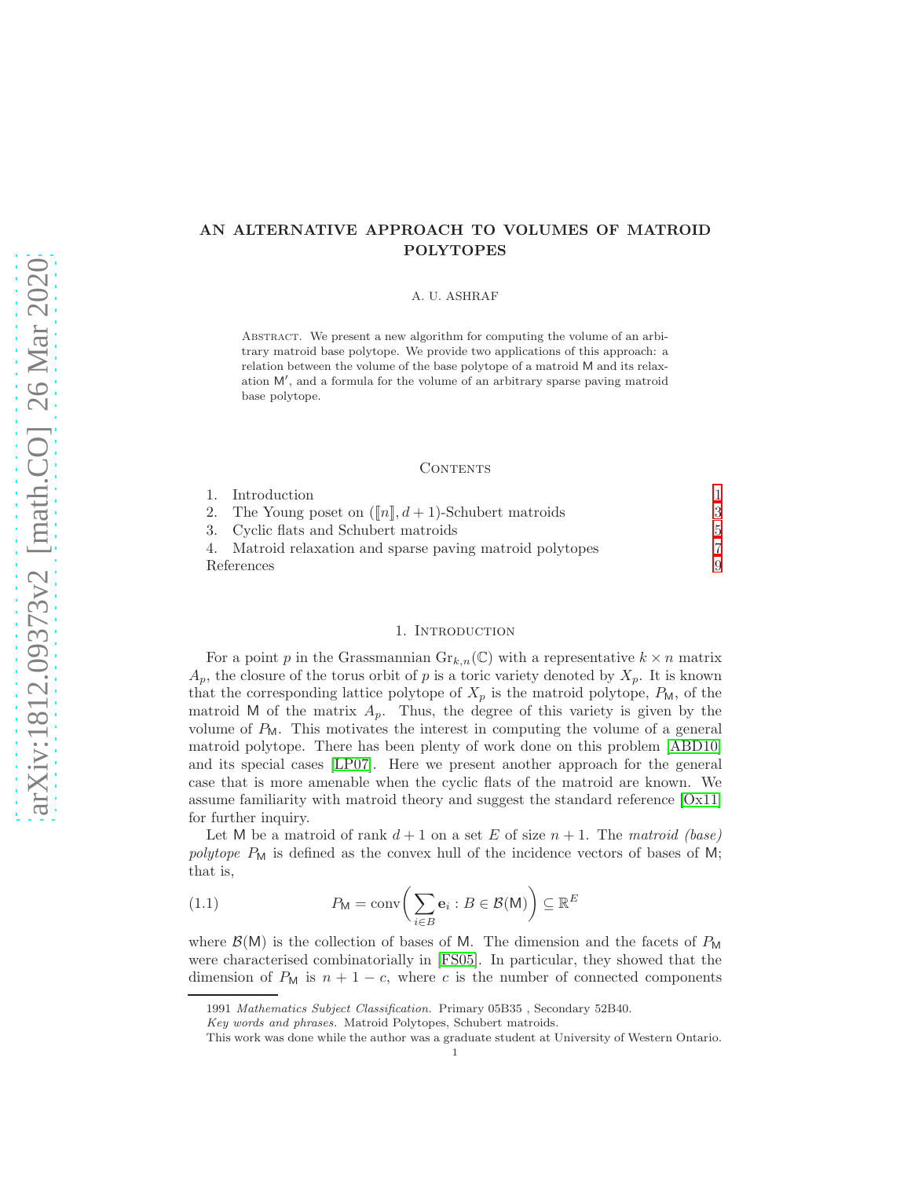# AN ALTERNATIVE APPROACH TO VOLUMES OF MATROID POLYTOPES

A. U. ASHRAF

Abstract. We present a new algorithm for computing the volume of an arbitrary matroid base polytope. We provide two applications of this approach: a relation between the volume of the base polytope of a matroid $\mathsf{M}$ and its relaxation $\mathsf{M}'$, and a formula for the volume of an arbitrary sparse paving matroid base polytope.

## Contents

1. Introduction 1
2. The Young poset on $(\llbracket n \rrbracket, d+1)$-Schubert matroids 3
3. Cyclic flats and Schubert matroids 5
4. Matroid relaxation and sparse paving matroid polytopes 7

References 9

## 1. Introduction

For a point $p$ in the Grassmannian $\mathrm{Gr}_{k,n}(\mathbb{C})$ with a representative $k \times n$ matrix $A_p$, the closure of the torus orbit of $p$ is a toric variety denoted by $X_p$. It is known that the corresponding lattice polytope of $X_p$ is the matroid polytope, $P_{\mathsf{M}}$, of the matroid $\mathsf{M}$ of the matrix $A_p$. Thus, the degree of this variety is given by the volume of $P_{\mathsf{M}}$. This motivates the interest in computing the volume of a general matroid polytope. There has been plenty of work done on this problem [ABD10] and its special cases [LP07]. Here we present another approach for the general case that is more amenable when the cyclic flats of the matroid are known. We assume familiarity with matroid theory and suggest the standard reference [Ox11] for further inquiry.

Let $\mathsf{M}$ be a matroid of rank $d+1$ on a set $E$ of size $n+1$. The *matroid (base) polytope* $P_{\mathsf{M}}$ is defined as the convex hull of the incidence vectors of bases of $\mathsf{M}$; that is,

$$P_{\mathsf{M}} = \operatorname{conv}\left( \sum_{i \in B} \mathbf{e}_i : B \in \mathcal{B}(\mathsf{M}) \right) \subseteq \mathbb{R}^E \tag{1.1}$$

where $\mathcal{B}(\mathsf{M})$ is the collection of bases of $\mathsf{M}$. The dimension and the facets of $P_{\mathsf{M}}$ were characterised combinatorially in [FS05]. In particular, they showed that the dimension of $P_{\mathsf{M}}$ is $n+1-c$, where $c$ is the number of connected components

1991 *Mathematics Subject Classification.* Primary 05B35 , Secondary 52B40.

*Key words and phrases.* Matroid Polytopes, Schubert matroids.

This work was done while the author was a graduate student at University of Western Ontario.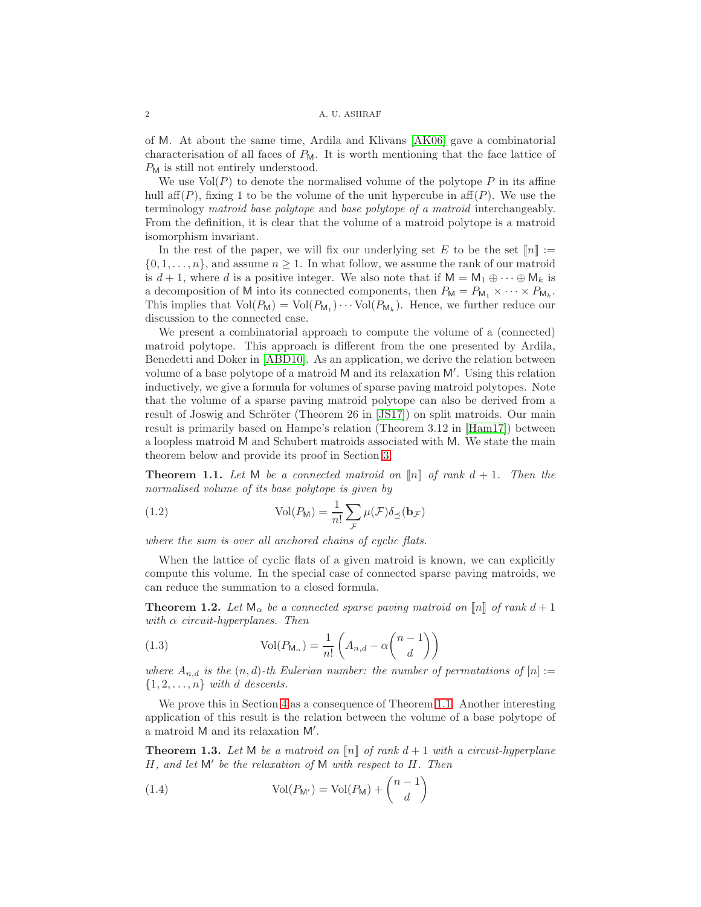of $\mathsf{M}$. At about the same time, Ardila and Klivans [AK06] gave a combinatorial characterisation of all faces of $P_{\mathsf{M}}$. It is worth mentioning that the face lattice of $P_{\mathsf{M}}$ is still not entirely understood.

We use $\mathrm{Vol}(P)$ to denote the normalised volume of the polytope $P$ in its affine hull $\mathrm{aff}(P)$, fixing 1 to be the volume of the unit hypercube in $\mathrm{aff}(P)$. We use the terminology *matroid base polytope* and *base polytope of a matroid* interchangeably. From the definition, it is clear that the volume of a matroid polytope is a matroid isomorphism invariant.

In the rest of the paper, we will fix our underlying set $E$ to be the set $[\![n]\!] := \{0, 1, \ldots, n\}$, and assume $n \geq 1$. In what follow, we assume the rank of our matroid is $d+1$, where $d$ is a positive integer. We also note that if $\mathsf{M} = \mathsf{M}_1 \oplus \cdots \oplus \mathsf{M}_k$ is a decomposition of $\mathsf{M}$ into its connected components, then $P_{\mathsf{M}} = P_{\mathsf{M}_1} \times \cdots \times P_{\mathsf{M}_k}$. This implies that $\mathrm{Vol}(P_{\mathsf{M}}) = \mathrm{Vol}(P_{\mathsf{M}_1}) \cdots \mathrm{Vol}(P_{\mathsf{M}_k})$. Hence, we further reduce our discussion to the connected case.

We present a combinatorial approach to compute the volume of a (connected) matroid polytope. This approach is different from the one presented by Ardila, Benedetti and Doker in [ABD10]. As an application, we derive the relation between volume of a base polytope of a matroid $\mathsf{M}$ and its relaxation $\mathsf{M}'$. Using this relation inductively, we give a formula for volumes of sparse paving matroid polytopes. Note that the volume of a sparse paving matroid polytope can also be derived from a result of Joswig and Schröter (Theorem 26 in [JS17]) on split matroids. Our main result is primarily based on Hampe's relation (Theorem 3.12 in [Ham17]) between a loopless matroid $\mathsf{M}$ and Schubert matroids associated with $\mathsf{M}$. We state the main theorem below and provide its proof in Section 3.

**Theorem 1.1.** *Let $\mathsf{M}$ be a connected matroid on $[\![n]\!]$ of rank $d+1$. Then the normalised volume of its base polytope is given by*

$$\mathrm{Vol}(P_{\mathsf{M}}) = \frac{1}{n!} \sum_{\mathcal{F}} \mu(\mathcal{F}) \delta_{\preceq}(\mathbf{b}_{\mathcal{F}}) \tag{1.2}$$

*where the sum is over all anchored chains of cyclic flats.*

When the lattice of cyclic flats of a given matroid is known, we can explicitly compute this volume. In the special case of connected sparse paving matroids, we can reduce the summation to a closed formula.

**Theorem 1.2.** *Let $\mathsf{M}_\alpha$ be a connected sparse paving matroid on $[\![n]\!]$ of rank $d+1$ with $\alpha$ circuit-hyperplanes. Then*

$$\mathrm{Vol}(P_{\mathsf{M}_\alpha}) = \frac{1}{n!} \left( A_{n,d} - \alpha \binom{n-1}{d} \right) \tag{1.3}$$

*where $A_{n,d}$ is the $(n,d)$-th Eulerian number: the number of permutations of $[n] := \{1, 2, \ldots, n\}$ with $d$ descents.*

We prove this in Section 4 as a consequence of Theorem 1.1. Another interesting application of this result is the relation between the volume of a base polytope of a matroid $\mathsf{M}$ and its relaxation $\mathsf{M}'$.

**Theorem 1.3.** *Let $\mathsf{M}$ be a matroid on $[\![n]\!]$ of rank $d+1$ with a circuit-hyperplane $H$, and let $\mathsf{M}'$ be the relaxation of $\mathsf{M}$ with respect to $H$. Then*

$$\mathrm{Vol}(P_{\mathsf{M}'}) = \mathrm{Vol}(P_{\mathsf{M}}) + \binom{n-1}{d} \tag{1.4}$$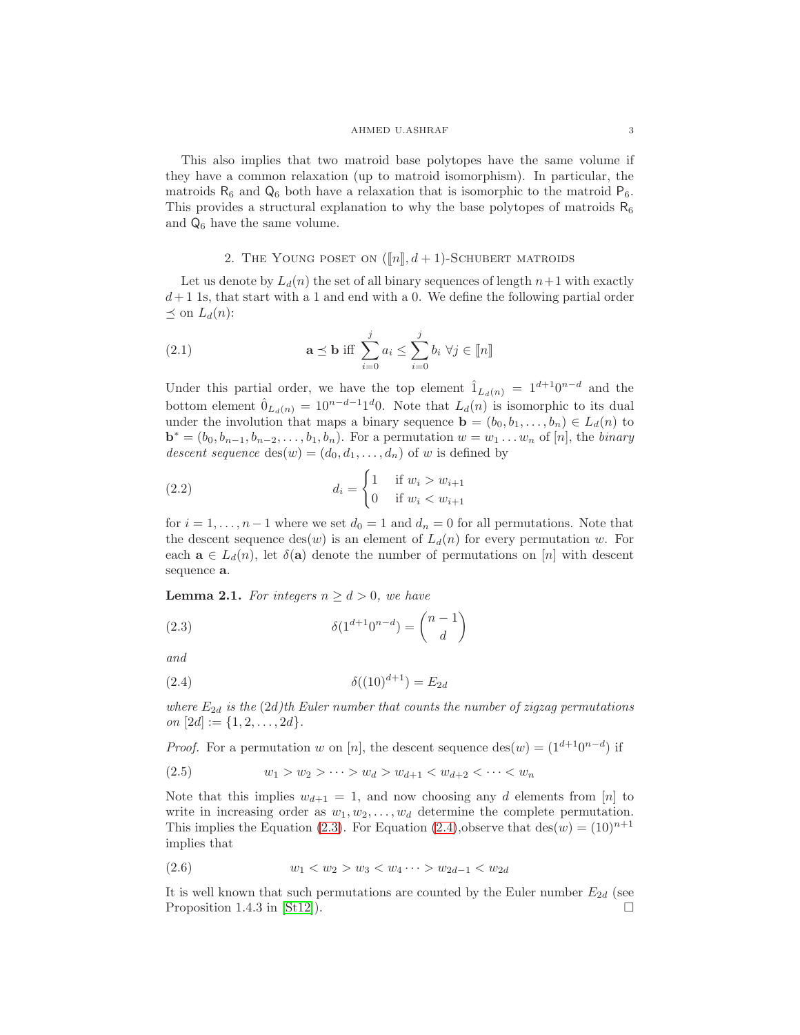This also implies that two matroid base polytopes have the same volume if they have a common relaxation (up to matroid isomorphism). In particular, the matroids $\mathsf{R}_6$ and $\mathsf{Q}_6$ both have a relaxation that is isomorphic to the matroid $\mathsf{P}_6$. This provides a structural explanation to why the base polytopes of matroids $\mathsf{R}_6$ and $\mathsf{Q}_6$ have the same volume.

## 2. The Young poset on $(\llbracket n \rrbracket, d+1)$-Schubert matroids

Let us denote by $L_d(n)$ the set of all binary sequences of length $n+1$ with exactly $d+1$ 1s, that start with a 1 and end with a 0. We define the following partial order $\preceq$ on $L_d(n)$:

$$\mathbf{a} \preceq \mathbf{b} \text{ iff } \sum_{i=0}^{j} a_i \leq \sum_{i=0}^{j} b_i \ \forall j \in \llbracket n \rrbracket \tag{2.1}$$

Under this partial order, we have the top element $\hat{1}_{L_d(n)} = 1^{d+1}0^{n-d}$ and the bottom element $\hat{0}_{L_d(n)} = 10^{n-d-1}1^d0$. Note that $L_d(n)$ is isomorphic to its dual under the involution that maps a binary sequence $\mathbf{b} = (b_0, b_1, \ldots, b_n) \in L_d(n)$ to $\mathbf{b}^* = (b_0, b_{n-1}, b_{n-2}, \ldots, b_1, b_n)$. For a permutation $w = w_1 \ldots w_n$ of $[n]$, the *binary descent sequence* $\operatorname{des}(w) = (d_0, d_1, \ldots, d_n)$ of $w$ is defined by

$$d_i = \begin{cases} 1 & \text{if } w_i > w_{i+1} \\ 0 & \text{if } w_i < w_{i+1} \end{cases} \tag{2.2}$$

for $i = 1, \ldots, n-1$ where we set $d_0 = 1$ and $d_n = 0$ for all permutations. Note that the descent sequence $\operatorname{des}(w)$ is an element of $L_d(n)$ for every permutation $w$. For each $\mathbf{a} \in L_d(n)$, let $\delta(\mathbf{a})$ denote the number of permutations on $[n]$ with descent sequence $\mathbf{a}$.

**Lemma 2.1.** *For integers $n \geq d > 0$, we have*

$$\delta(1^{d+1}0^{n-d}) = \binom{n-1}{d} \tag{2.3}$$

*and*

$$\delta((10)^{d+1}) = E_{2d} \tag{2.4}$$

*where $E_{2d}$ is the $(2d)$th Euler number that counts the number of zigzag permutations on $[2d] := \{1, 2, \ldots, 2d\}$.*

*Proof.* For a permutation $w$ on $[n]$, the descent sequence $\operatorname{des}(w) = (1^{d+1}0^{n-d})$ if

$$w_1 > w_2 > \cdots > w_d > w_{d+1} < w_{d+2} < \cdots < w_n \tag{2.5}$$

Note that this implies $w_{d+1} = 1$, and now choosing any $d$ elements from $[n]$ to write in increasing order as $w_1, w_2, \ldots, w_d$ determine the complete permutation. This implies the Equation (2.3). For Equation (2.4),observe that $\operatorname{des}(w) = (10)^{n+1}$ implies that

$$w_1 < w_2 > w_3 < w_4 \cdots > w_{2d-1} < w_{2d} \tag{2.6}$$

It is well known that such permutations are counted by the Euler number $E_{2d}$ (see Proposition 1.4.3 in [St12]). $\square$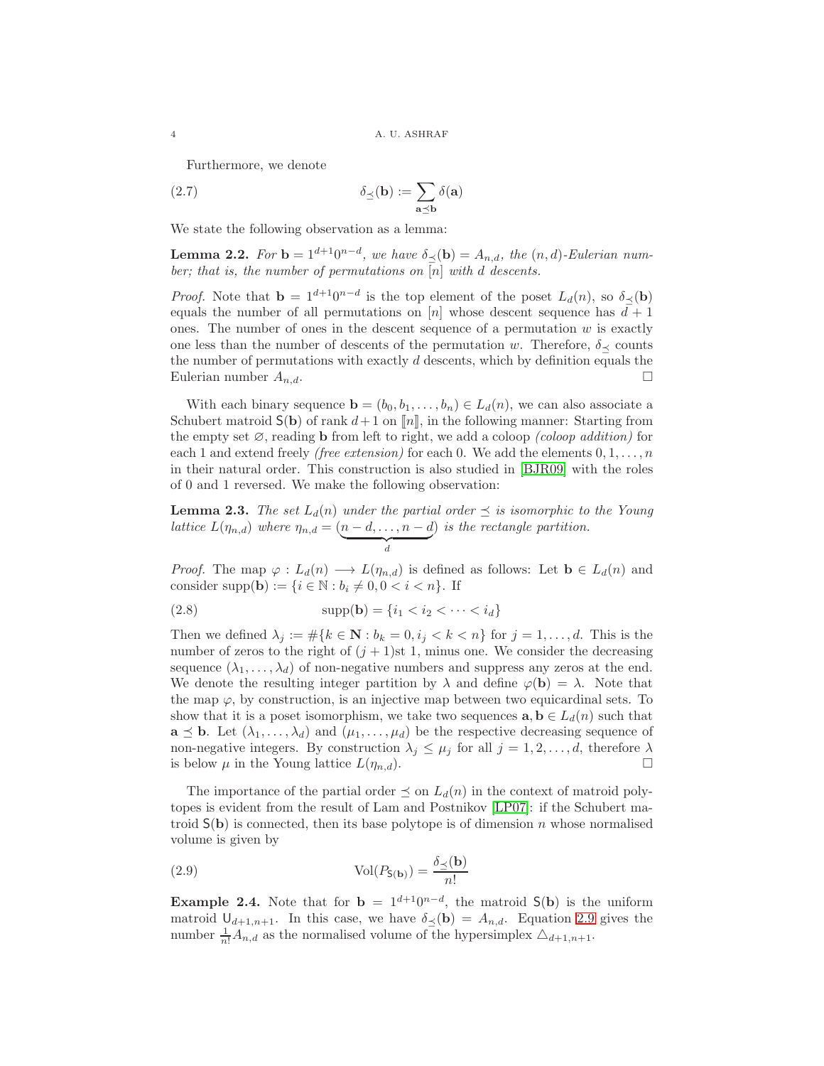Furthermore, we denote

$$\delta_{\preceq}(\mathbf{b}) := \sum_{\mathbf{a}\preceq\mathbf{b}} \delta(\mathbf{a}) \tag{2.7}$$

We state the following observation as a lemma:

**Lemma 2.2.** *For $\mathbf{b} = 1^{d+1}0^{n-d}$, we have $\delta_{\preceq}(\mathbf{b}) = A_{n,d}$, the $(n,d)$-Eulerian number; that is, the number of permutations on $[n]$ with $d$ descents.*

*Proof.* Note that $\mathbf{b} = 1^{d+1}0^{n-d}$ is the top element of the poset $L_d(n)$, so $\delta_{\preceq}(\mathbf{b})$ equals the number of all permutations on $[n]$ whose descent sequence has $d+1$ ones. The number of ones in the descent sequence of a permutation $w$ is exactly one less than the number of descents of the permutation $w$. Therefore, $\delta_{\preceq}$ counts the number of permutations with exactly $d$ descents, which by definition equals the Eulerian number $A_{n,d}$. □

With each binary sequence $\mathbf{b} = (b_0, b_1, \ldots, b_n) \in L_d(n)$, we can also associate a Schubert matroid $\mathsf{S}(\mathbf{b})$ of rank $d+1$ on $[\![n]\!]$, in the following manner: Starting from the empty set $\varnothing$, reading $\mathbf{b}$ from left to right, we add a coloop *(coloop addition)* for each 1 and extend freely *(free extension)* for each 0. We add the elements $0, 1, \ldots, n$ in their natural order. This construction is also studied in [BJR09] with the roles of 0 and 1 reversed. We make the following observation:

**Lemma 2.3.** *The set $L_d(n)$ under the partial order $\preceq$ is isomorphic to the Young lattice $L(\eta_{n,d})$ where $\eta_{n,d} = (\underbrace{n-d, \ldots, n-d}_{d})$ is the rectangle partition.*

*Proof.* The map $\varphi : L_d(n) \longrightarrow L(\eta_{n,d})$ is defined as follows: Let $\mathbf{b} \in L_d(n)$ and consider $\operatorname{supp}(\mathbf{b}) := \{i \in \mathbb{N} : b_i \neq 0, 0 < i < n\}$. If

$$\operatorname{supp}(\mathbf{b}) = \{i_1 < i_2 < \cdots < i_d\} \tag{2.8}$$

Then we defined $\lambda_j := \#\{k \in \mathbf{N} : b_k = 0, i_j < k < n\}$ for $j = 1, \ldots, d$. This is the number of zeros to the right of $(j+1)$st 1, minus one. We consider the decreasing sequence $(\lambda_1, \ldots, \lambda_d)$ of non-negative numbers and suppress any zeros at the end. We denote the resulting integer partition by $\lambda$ and define $\varphi(\mathbf{b}) = \lambda$. Note that the map $\varphi$, by construction, is an injective map between two equicardinal sets. To show that it is a poset isomorphism, we take two sequences $\mathbf{a}, \mathbf{b} \in L_d(n)$ such that $\mathbf{a} \preceq \mathbf{b}$. Let $(\lambda_1, \ldots, \lambda_d)$ and $(\mu_1, \ldots, \mu_d)$ be the respective decreasing sequence of non-negative integers. By construction $\lambda_j \leq \mu_j$ for all $j = 1, 2, \ldots, d$, therefore $\lambda$ is below $\mu$ in the Young lattice $L(\eta_{n,d})$. □

The importance of the partial order $\preceq$ on $L_d(n)$ in the context of matroid polytopes is evident from the result of Lam and Postnikov [LP07]: if the Schubert matroid $\mathsf{S}(\mathbf{b})$ is connected, then its base polytope is of dimension $n$ whose normalised volume is given by

$$\operatorname{Vol}(P_{\mathsf{S}(\mathbf{b})}) = \frac{\delta_{\preceq}(\mathbf{b})}{n!} \tag{2.9}$$

**Example 2.4.** Note that for $\mathbf{b} = 1^{d+1}0^{n-d}$, the matroid $\mathsf{S}(\mathbf{b})$ is the uniform matroid $\mathsf{U}_{d+1,n+1}$. In this case, we have $\delta_{\preceq}(\mathbf{b}) = A_{n,d}$. Equation 2.9 gives the number $\frac{1}{n!}A_{n,d}$ as the normalised volume of the hypersimplex $\triangle_{d+1,n+1}$.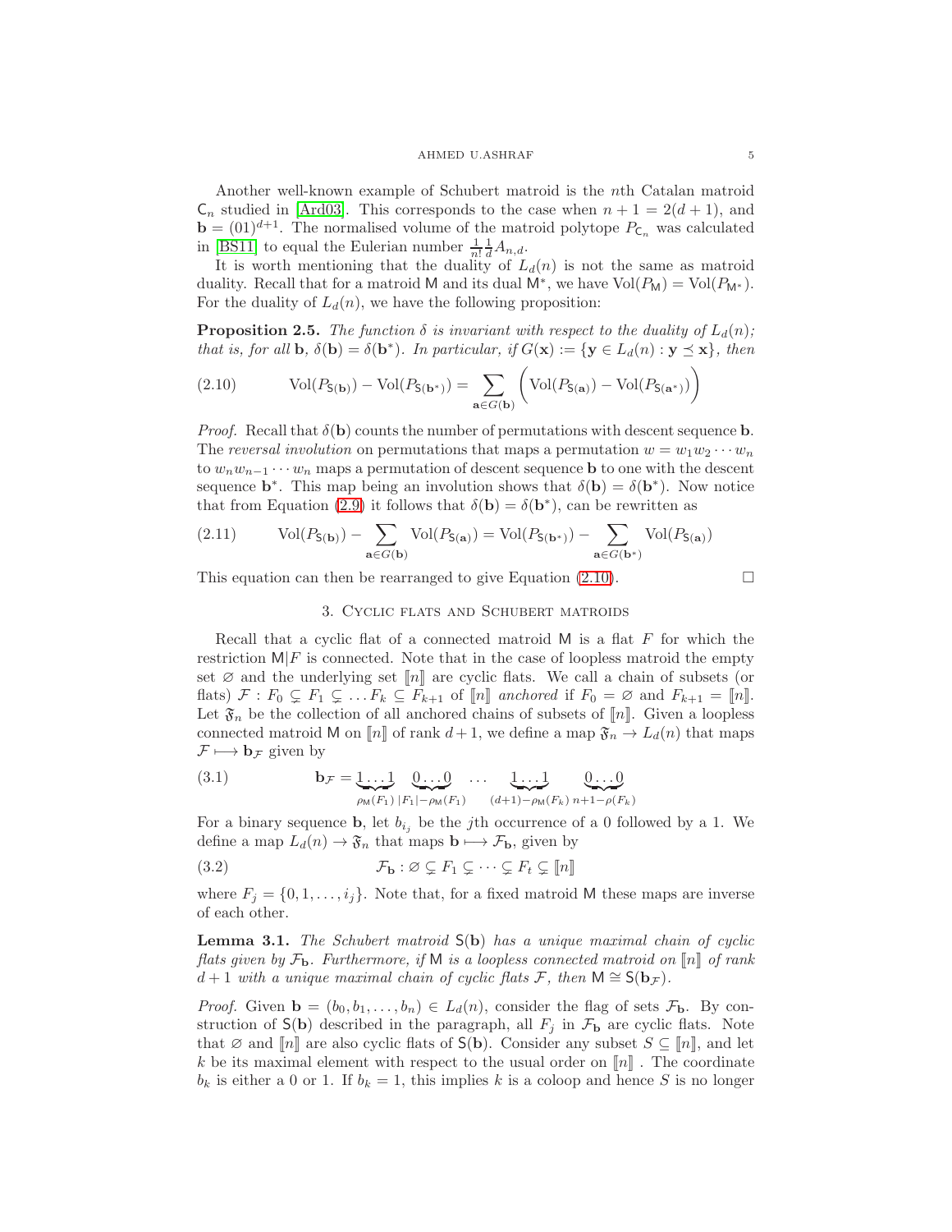Another well-known example of Schubert matroid is the $n$th Catalan matroid $\mathsf{C}_n$ studied in [Ard03]. This corresponds to the case when $n+1 = 2(d+1)$, and $\mathbf{b} = (01)^{d+1}$. The normalised volume of the matroid polytope $P_{\mathsf{C}_n}$ was calculated in [BS11] to equal the Eulerian number $\frac{1}{n!}\frac{1}{d}A_{n,d}$.

It is worth mentioning that the duality of $L_d(n)$ is not the same as matroid duality. Recall that for a matroid $\mathsf{M}$ and its dual $\mathsf{M}^*$, we have $\mathrm{Vol}(P_{\mathsf{M}}) = \mathrm{Vol}(P_{\mathsf{M}^*})$. For the duality of $L_d(n)$, we have the following proposition:

**Proposition 2.5.** *The function $\delta$ is invariant with respect to the duality of $L_d(n)$; that is, for all $\mathbf{b}$, $\delta(\mathbf{b}) = \delta(\mathbf{b}^*)$. In particular, if $G(\mathbf{x}) := \{\mathbf{y} \in L_d(n) : \mathbf{y} \preceq \mathbf{x}\}$, then*

$$\mathrm{Vol}(P_{\mathsf{S}(\mathbf{b})}) - \mathrm{Vol}(P_{\mathsf{S}(\mathbf{b}^*)}) = \sum_{\mathbf{a} \in G(\mathbf{b})} \Big( \mathrm{Vol}(P_{\mathsf{S}(\mathbf{a})}) - \mathrm{Vol}(P_{\mathsf{S}(\mathbf{a}^*)}) \Big) \tag{2.10}$$

*Proof.* Recall that $\delta(\mathbf{b})$ counts the number of permutations with descent sequence $\mathbf{b}$. The *reversal involution* on permutations that maps a permutation $w = w_1 w_2 \cdots w_n$ to $w_n w_{n-1} \cdots w_n$ maps a permutation of descent sequence $\mathbf{b}$ to one with the descent sequence $\mathbf{b}^*$. This map being an involution shows that $\delta(\mathbf{b}) = \delta(\mathbf{b}^*)$. Now notice that from Equation (2.9) it follows that $\delta(\mathbf{b}) = \delta(\mathbf{b}^*)$, can be rewritten as

$$\mathrm{Vol}(P_{\mathsf{S}(\mathbf{b})}) - \sum_{\mathbf{a} \in G(\mathbf{b})} \mathrm{Vol}(P_{\mathsf{S}(\mathbf{a})}) = \mathrm{Vol}(P_{\mathsf{S}(\mathbf{b}^*)}) - \sum_{\mathbf{a} \in G(\mathbf{b}^*)} \mathrm{Vol}(P_{\mathsf{S}(\mathbf{a})}) \tag{2.11}$$

This equation can then be rearranged to give Equation (2.10). □

## 3. Cyclic flats and Schubert matroids

Recall that a cyclic flat of a connected matroid $\mathsf{M}$ is a flat $F$ for which the restriction $\mathsf{M}|F$ is connected. Note that in the case of loopless matroid the empty set $\varnothing$ and the underlying set $[\![n]\!]$ are cyclic flats. We call a chain of subsets (or flats) $\mathcal{F} : F_0 \subsetneq F_1 \subsetneq \ldots F_k \subseteq F_{k+1}$ of $[\![n]\!]$ *anchored* if $F_0 = \varnothing$ and $F_{k+1} = [\![n]\!]$. Let $\mathfrak{F}_n$ be the collection of all anchored chains of subsets of $[\![n]\!]$. Given a loopless connected matroid $\mathsf{M}$ on $[\![n]\!]$ of rank $d+1$, we define a map $\mathfrak{F}_n \to L_d(n)$ that maps $\mathcal{F} \longmapsto \mathbf{b}_{\mathcal{F}}$ given by

$$\mathbf{b}_{\mathcal{F}} = \underbrace{1\ldots1}_{\rho_{\mathsf{M}}(F_1)} \; \underbrace{0\ldots0}_{|F_1| - \rho_{\mathsf{M}}(F_1)} \; \cdots \; \underbrace{1\ldots1}_{(d+1) - \rho_{\mathsf{M}}(F_k)} \; \underbrace{0\ldots0}_{n+1-\rho(F_k)} \tag{3.1}$$

For a binary sequence $\mathbf{b}$, let $b_{i_j}$ be the $j$th occurrence of a 0 followed by a 1. We define a map $L_d(n) \to \mathfrak{F}_n$ that maps $\mathbf{b} \longmapsto \mathcal{F}_{\mathbf{b}}$, given by

$$\mathcal{F}_{\mathbf{b}} : \varnothing \subsetneq F_1 \subsetneq \cdots \subsetneq F_t \subsetneq [\![n]\!] \tag{3.2}$$

where $F_j = \{0, 1, \ldots, i_j\}$. Note that, for a fixed matroid $\mathsf{M}$ these maps are inverse of each other.

**Lemma 3.1.** *The Schubert matroid $\mathsf{S}(\mathbf{b})$ has a unique maximal chain of cyclic flats given by $\mathcal{F}_{\mathbf{b}}$. Furthermore, if $\mathsf{M}$ is a loopless connected matroid on $[\![n]\!]$ of rank $d+1$ with a unique maximal chain of cyclic flats $\mathcal{F}$, then $\mathsf{M} \cong \mathsf{S}(\mathbf{b}_{\mathcal{F}})$.*

*Proof.* Given $\mathbf{b} = (b_0, b_1, \ldots, b_n) \in L_d(n)$, consider the flag of sets $\mathcal{F}_{\mathbf{b}}$. By construction of $\mathsf{S}(\mathbf{b})$ described in the paragraph, all $F_j$ in $\mathcal{F}_{\mathbf{b}}$ are cyclic flats. Note that $\varnothing$ and $[\![n]\!]$ are also cyclic flats of $\mathsf{S}(\mathbf{b})$. Consider any subset $S \subseteq [\![n]\!]$, and let $k$ be its maximal element with respect to the usual order on $[\![n]\!]$. The coordinate $b_k$ is either a 0 or 1. If $b_k = 1$, this implies $k$ is a coloop and hence $S$ is no longer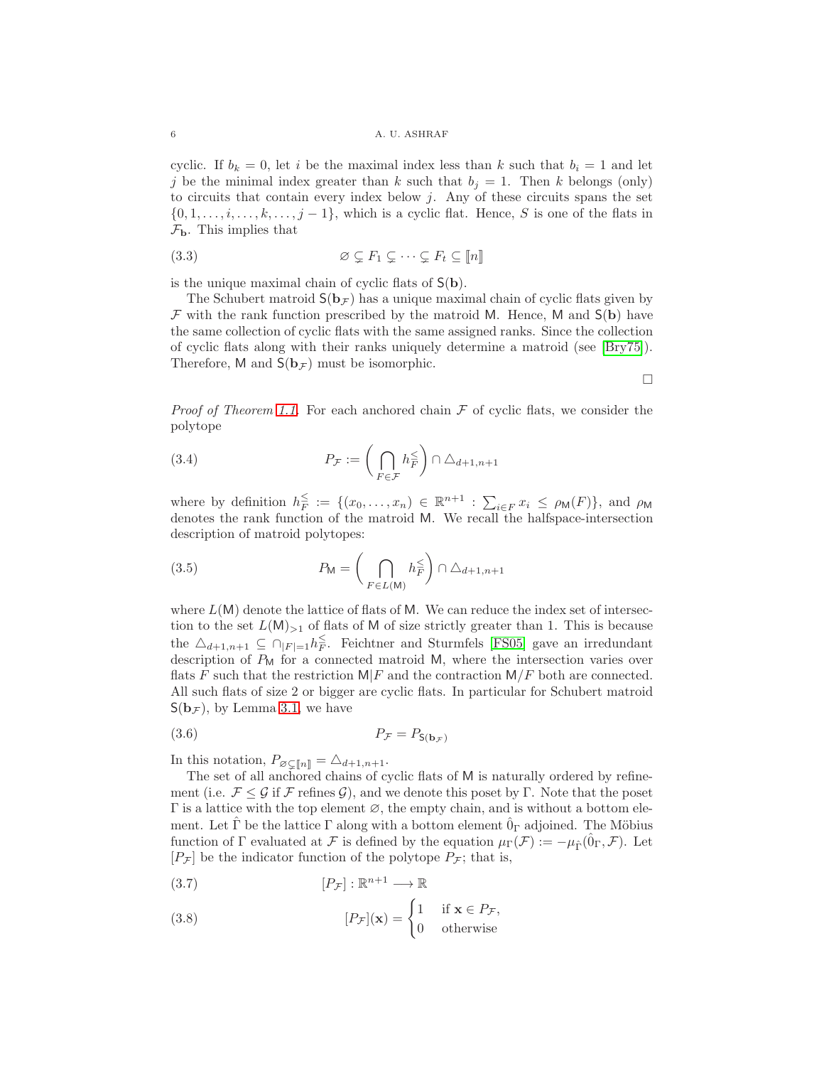cyclic. If $b_k = 0$, let $i$ be the maximal index less than $k$ such that $b_i = 1$ and let $j$ be the minimal index greater than $k$ such that $b_j = 1$. Then $k$ belongs (only) to circuits that contain every index below $j$. Any of these circuits spans the set $\{0, 1, \dots, i, \dots, k, \dots, j-1\}$, which is a cyclic flat. Hence, $S$ is one of the flats in $\mathcal{F}_{\mathbf{b}}$. This implies that

$$\varnothing \subsetneq F_1 \subsetneq \cdots \subsetneq F_t \subseteq [\![n]\!] \tag{3.3}$$

is the unique maximal chain of cyclic flats of $\mathsf{S}(\mathbf{b})$.

The Schubert matroid $\mathsf{S}(\mathbf{b}_{\mathcal{F}})$ has a unique maximal chain of cyclic flats given by $\mathcal{F}$ with the rank function prescribed by the matroid $\mathsf{M}$. Hence, $\mathsf{M}$ and $\mathsf{S}(\mathbf{b})$ have the same collection of cyclic flats with the same assigned ranks. Since the collection of cyclic flats along with their ranks uniquely determine a matroid (see [Bry75]). Therefore, $\mathsf{M}$ and $\mathsf{S}(\mathbf{b}_{\mathcal{F}})$ must be isomorphic.

□

*Proof of Theorem 1.1.* For each anchored chain $\mathcal{F}$ of cyclic flats, we consider the polytope

$$P_{\mathcal{F}} := \left( \bigcap_{F \in \mathcal{F}} h_F^{\leq} \right) \cap \triangle_{d+1,n+1} \tag{3.4}$$

where by definition $h_F^{\leq} := \{(x_0, \dots, x_n) \in \mathbb{R}^{n+1} : \sum_{i \in F} x_i \leq \rho_{\mathsf{M}}(F)\}$, and $\rho_{\mathsf{M}}$ denotes the rank function of the matroid $\mathsf{M}$. We recall the halfspace-intersection description of matroid polytopes:

$$P_{\mathsf{M}} = \left( \bigcap_{F \in L(\mathsf{M})} h_F^{\leq} \right) \cap \triangle_{d+1,n+1} \tag{3.5}$$

where $L(\mathsf{M})$ denote the lattice of flats of $\mathsf{M}$. We can reduce the index set of intersection to the set $L(\mathsf{M})_{>1}$ of flats of $\mathsf{M}$ of size strictly greater than 1. This is because the $\triangle_{d+1,n+1} \subseteq \cap_{|F|=1} h_F^{\leq}$. Feichtner and Sturmfels [FS05] gave an irredundant description of $P_{\mathsf{M}}$ for a connected matroid $\mathsf{M}$, where the intersection varies over flats $F$ such that the restriction $\mathsf{M}|F$ and the contraction $\mathsf{M}/F$ both are connected. All such flats of size 2 or bigger are cyclic flats. In particular for Schubert matroid $\mathsf{S}(\mathbf{b}_{\mathcal{F}})$, by Lemma 3.1, we have

$$P_{\mathcal{F}} = P_{\mathsf{S}(\mathbf{b}_{\mathcal{F}})} \tag{3.6}$$

In this notation, $P_{\varnothing \subsetneq [\![n]\!]} = \triangle_{d+1,n+1}$.

The set of all anchored chains of cyclic flats of $\mathsf{M}$ is naturally ordered by refinement (i.e. $\mathcal{F} \leq \mathcal{G}$ if $\mathcal{F}$ refines $\mathcal{G}$), and we denote this poset by $\Gamma$. Note that the poset $\Gamma$ is a lattice with the top element $\varnothing$, the empty chain, and is without a bottom element. Let $\hat{\Gamma}$ be the lattice $\Gamma$ along with a bottom element $\hat{0}_\Gamma$ adjoined. The Möbius function of $\Gamma$ evaluated at $\mathcal{F}$ is defined by the equation $\mu_\Gamma(\mathcal{F}) := -\mu_{\hat{\Gamma}}(\hat{0}_\Gamma, \mathcal{F})$. Let $[P_{\mathcal{F}}]$ be the indicator function of the polytope $P_{\mathcal{F}}$; that is,

$$[P_{\mathcal{F}}] : \mathbb{R}^{n+1} \longrightarrow \mathbb{R} \tag{3.7}$$

$$[P_{\mathcal{F}}](\mathbf{x}) = \begin{cases} 1 & \text{if } \mathbf{x} \in P_{\mathcal{F}}, \\ 0 & \text{otherwise} \end{cases} \tag{3.8}$$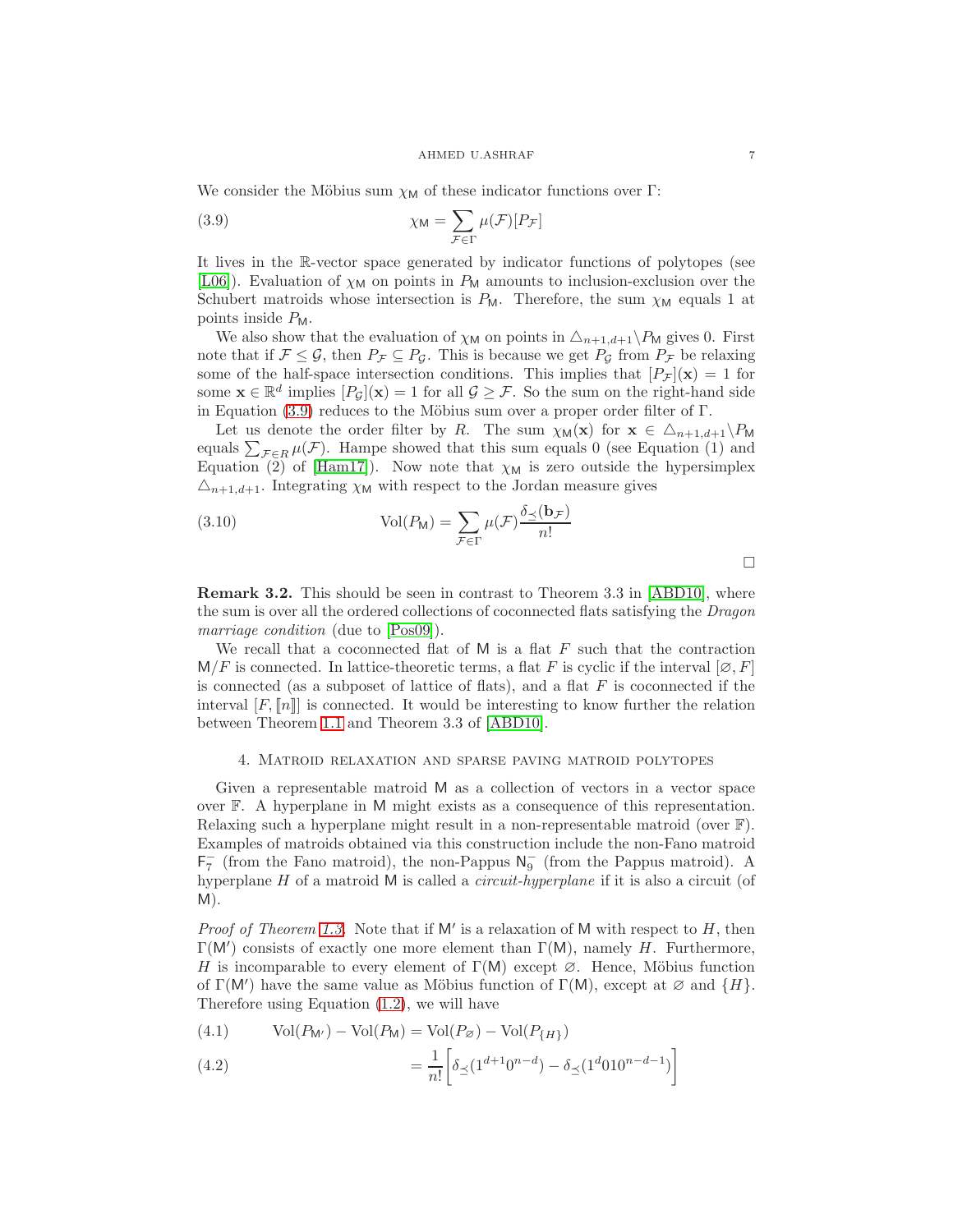We consider the Möbius sum $\chi_{\mathsf{M}}$ of these indicator functions over $\Gamma$:

$$\chi_{\mathsf{M}} = \sum_{\mathcal{F}\in\Gamma} \mu(\mathcal{F})[P_{\mathcal{F}}] \tag{3.9}$$

It lives in the $\mathbb{R}$-vector space generated by indicator functions of polytopes (see [L06]). Evaluation of $\chi_{\mathsf{M}}$ on points in $P_{\mathsf{M}}$ amounts to inclusion-exclusion over the Schubert matroids whose intersection is $P_{\mathsf{M}}$. Therefore, the sum $\chi_{\mathsf{M}}$ equals 1 at points inside $P_{\mathsf{M}}$.

We also show that the evaluation of $\chi_{\mathsf{M}}$ on points in $\triangle_{n+1,d+1}\backslash P_{\mathsf{M}}$ gives 0. First note that if $\mathcal{F} \leq \mathcal{G}$, then $P_{\mathcal{F}} \subseteq P_{\mathcal{G}}$. This is because we get $P_{\mathcal{G}}$ from $P_{\mathcal{F}}$ be relaxing some of the half-space intersection conditions. This implies that $[P_{\mathcal{F}}](\mathbf{x}) = 1$ for some $\mathbf{x} \in \mathbb{R}^d$ implies $[P_{\mathcal{G}}](\mathbf{x}) = 1$ for all $\mathcal{G} \geq \mathcal{F}$. So the sum on the right-hand side in Equation (3.9) reduces to the Möbius sum over a proper order filter of $\Gamma$.

Let us denote the order filter by $R$. The sum $\chi_{\mathsf{M}}(\mathbf{x})$ for $\mathbf{x} \in \triangle_{n+1,d+1}\backslash P_{\mathsf{M}}$ equals $\sum_{\mathcal{F}\in R} \mu(\mathcal{F})$. Hampe showed that this sum equals 0 (see Equation (1) and Equation (2) of [Ham17]). Now note that $\chi_{\mathsf{M}}$ is zero outside the hypersimplex $\triangle_{n+1,d+1}$. Integrating $\chi_{\mathsf{M}}$ with respect to the Jordan measure gives

$$\mathrm{Vol}(P_{\mathsf{M}}) = \sum_{\mathcal{F}\in\Gamma} \mu(\mathcal{F}) \frac{\delta_{\preceq}(\mathbf{b}_{\mathcal{F}})}{n!} \tag{3.10}$$

□

**Remark 3.2.** This should be seen in contrast to Theorem 3.3 in [ABD10], where the sum is over all the ordered collections of coconnected flats satisfying the *Dragon marriage condition* (due to [Pos09]).

We recall that a coconnected flat of $\mathsf{M}$ is a flat $F$ such that the contraction $\mathsf{M}/F$ is connected. In lattice-theoretic terms, a flat $F$ is cyclic if the interval $[\varnothing, F]$ is connected (as a subposet of lattice of flats), and a flat $F$ is coconnected if the interval $[F, [\![n]\!]]$ is connected. It would be interesting to know further the relation between Theorem 1.1 and Theorem 3.3 of [ABD10].

## 4. Matroid relaxation and sparse paving matroid polytopes

Given a representable matroid $\mathsf{M}$ as a collection of vectors in a vector space over $\mathbb{F}$. A hyperplane in $\mathsf{M}$ might exists as a consequence of this representation. Relaxing such a hyperplane might result in a non-representable matroid (over $\mathbb{F}$). Examples of matroids obtained via this construction include the non-Fano matroid $\mathsf{F}_7^-$ (from the Fano matroid), the non-Pappus $\mathsf{N}_9^-$ (from the Pappus matroid). A hyperplane $H$ of a matroid $\mathsf{M}$ is called a *circuit-hyperplane* if it is also a circuit (of $\mathsf{M}$).

*Proof of Theorem 1.3.* Note that if $\mathsf{M}'$ is a relaxation of $\mathsf{M}$ with respect to $H$, then $\Gamma(\mathsf{M}')$ consists of exactly one more element than $\Gamma(\mathsf{M})$, namely $H$. Furthermore, $H$ is incomparable to every element of $\Gamma(\mathsf{M})$ except $\varnothing$. Hence, Möbius function of $\Gamma(\mathsf{M}')$ have the same value as Möbius function of $\Gamma(\mathsf{M})$, except at $\varnothing$ and $\{H\}$. Therefore using Equation (1.2), we will have

$$\mathrm{Vol}(P_{\mathsf{M}'}) - \mathrm{Vol}(P_{\mathsf{M}}) = \mathrm{Vol}(P_{\varnothing}) - \mathrm{Vol}(P_{\{H\}}) \tag{4.1}$$

$$= \frac{1}{n!}\left[\delta_{\preceq}(1^{d+1}0^{n-d}) - \delta_{\preceq}(1^{d}010^{n-d-1})\right] \tag{4.2}$$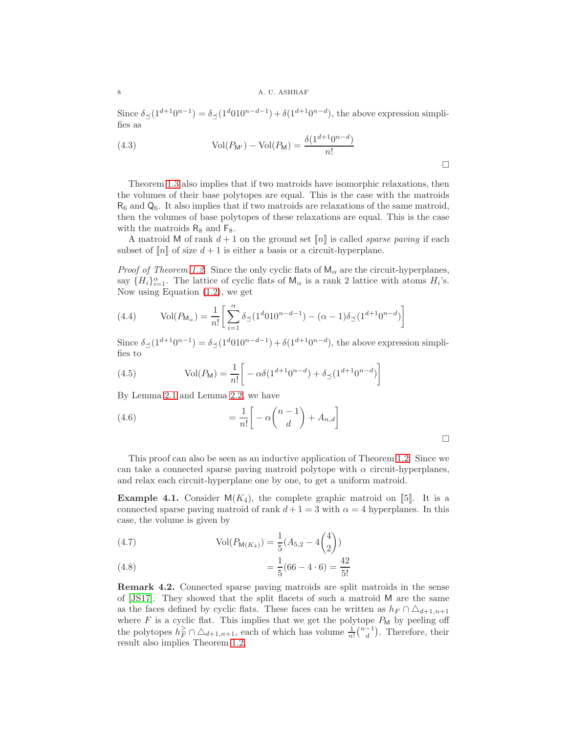Since $\delta_{\preceq}(1^{d+1}0^{n-1}) = \delta_{\preceq}(1^d010^{n-d-1}) + \delta(1^{d+1}0^{n-d})$, the above expression simplifies as

$$\operatorname{Vol}(P_{\mathsf{M}'}) - \operatorname{Vol}(P_{\mathsf{M}}) = \frac{\delta(1^{d+1}0^{n-d})}{n!} \tag{4.3}$$

□

Theorem 1.3 also implies that if two matroids have isomorphic relaxations, then the volumes of their base polytopes are equal. This is the case with the matroids $\mathsf{R}_6$ and $\mathsf{Q}_6$. It also implies that if two matroids are relaxations of the same matroid, then the volumes of base polytopes of these relaxations are equal. This is the case with the matroids $\mathsf{R}_8$ and $\mathsf{F}_8$.

A matroid $\mathsf{M}$ of rank $d+1$ on the ground set $[\![n]\!]$ is called *sparse paving* if each subset of $[\![n]\!]$ of size $d+1$ is either a basis or a circuit-hyperplane.

*Proof of Theorem 1.2.* Since the only cyclic flats of $\mathsf{M}_\alpha$ are the circuit-hyperplanes, say $\{H_i\}_{i=1}^{\alpha}$. The lattice of cyclic flats of $\mathsf{M}_\alpha$ is a rank 2 lattice with atoms $H_i$'s. Now using Equation (1.2), we get

$$\operatorname{Vol}(P_{\mathsf{M}_\alpha}) = \frac{1}{n!}\left[\sum_{i=1}^{\alpha} \delta_{\preceq}(1^d010^{n-d-1}) - (\alpha-1)\delta_{\preceq}(1^{d+1}0^{n-d})\right] \tag{4.4}$$

Since $\delta_{\preceq}(1^{d+1}0^{n-1}) = \delta_{\preceq}(1^d010^{n-d-1}) + \delta(1^{d+1}0^{n-d})$, the above expression simplifies to

$$\operatorname{Vol}(P_{\mathsf{M}}) = \frac{1}{n!}\left[-\alpha\delta(1^{d+1}0^{n-d}) + \delta_{\preceq}(1^{d+1}0^{n-d})\right] \tag{4.5}$$

By Lemma 2.1 and Lemma 2.2, we have

$$= \frac{1}{n!}\left[-\alpha\binom{n-1}{d} + A_{n,d}\right] \tag{4.6}$$

□

This proof can also be seen as an inductive application of Theorem 1.2. Since we can take a connected sparse paving matroid polytope with $\alpha$ circuit-hyperplanes, and relax each circuit-hyperplane one by one, to get a uniform matroid.

**Example 4.1.** Consider $\mathsf{M}(K_4)$, the complete graphic matroid on $[\![5]\!]$. It is a connected sparse paving matroid of rank $d+1=3$ with $\alpha=4$ hyperplanes. In this case, the volume is given by

$$\operatorname{Vol}(P_{\mathsf{M}(K_4)}) = \frac{1}{5}(A_{5,2} - 4\binom{4}{2}) \tag{4.7}$$

$$= \frac{1}{5}(66 - 4\cdot 6) = \frac{42}{5!} \tag{4.8}$$

**Remark 4.2.** Connected sparse paving matroids are split matroids in the sense of [JS17]. They showed that the split flacets of such a matroid $\mathsf{M}$ are the same as the faces defined by cyclic flats. These faces can be written as $h_F \cap \triangle_{d+1,n+1}$ where $F$ is a cyclic flat. This implies that we get the polytope $P_{\mathsf{M}}$ by peeling off the polytopes $h_F^{\geq} \cap \triangle_{d+1,n+1}$, each of which has volume $\frac{1}{n!}\binom{n-1}{d}$. Therefore, their result also implies Theorem 1.2.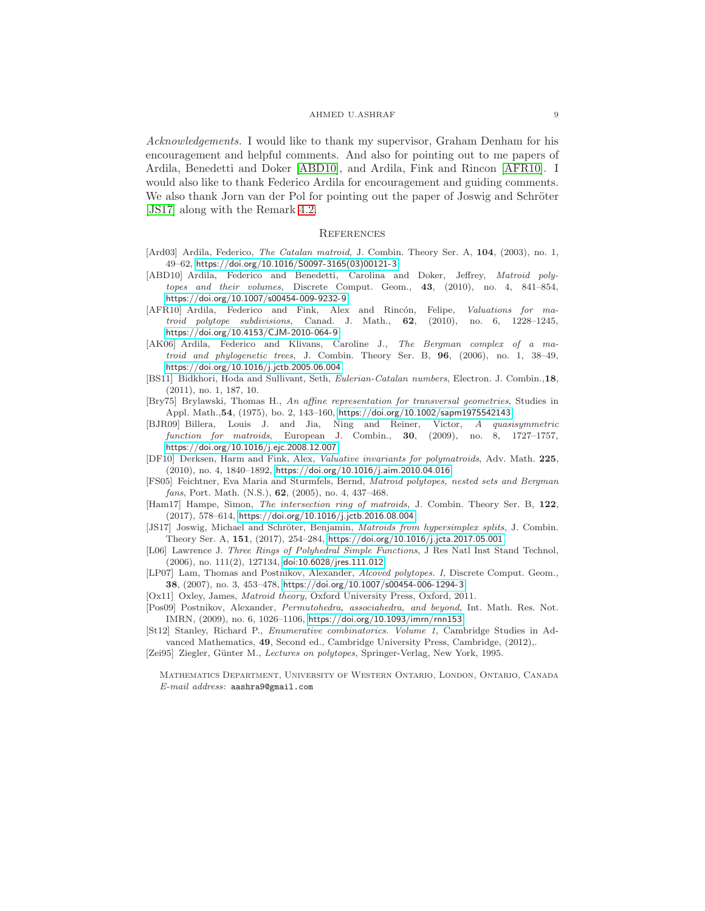*Acknowledgements.* I would like to thank my supervisor, Graham Denham for his encouragement and helpful comments. And also for pointing out to me papers of Ardila, Benedetti and Doker [ABD10], and Ardila, Fink and Rincon [AFR10]. I would also like to thank Federico Ardila for encouragement and guiding comments. We also thank Jorn van der Pol for pointing out the paper of Joswig and Schröter [JS17] along with the Remark 4.2.

## References

[Ard03] Ardila, Federico, *The Catalan matroid*, J. Combin. Theory Ser. A, **104**, (2003), no. 1, 49–62, https://doi.org/10.1016/S0097-3165(03)00121-3.

[ABD10] Ardila, Federico and Benedetti, Carolina and Doker, Jeffrey, *Matroid polytopes and their volumes*, Discrete Comput. Geom., **43**, (2010), no. 4, 841–854, https://doi.org/10.1007/s00454-009-9232-9.

[AFR10] Ardila, Federico and Fink, Alex and Rincón, Felipe, *Valuations for matroid polytope subdivisions*, Canad. J. Math., **62**, (2010), no. 6, 1228–1245, https://doi.org/10.4153/CJM-2010-064-9.

[AK06] Ardila, Federico and Klivans, Caroline J., *The Bergman complex of a matroid and phylogenetic trees*, J. Combin. Theory Ser. B, **96**, (2006), no. 1, 38–49, https://doi.org/10.1016/j.jctb.2005.06.004.

[BS11] Bidkhori, Hoda and Sullivant, Seth, *Eulerian-Catalan numbers*, Electron. J. Combin.,**18**, (2011), no. 1, 187, 10.

[Bry75] Brylawski, Thomas H., *An affine representation for transversal geometries*, Studies in Appl. Math.,**54**, (1975), bo. 2, 143–160, https://doi.org/10.1002/sapm1975542143.

[BJR09] Billera, Louis J. and Jia, Ning and Reiner, Victor, *A quasisymmetric function for matroids*, European J. Combin., **30**, (2009), no. 8, 1727–1757, https://doi.org/10.1016/j.ejc.2008.12.007.

[DF10] Derksen, Harm and Fink, Alex, *Valuative invariants for polymatroids*, Adv. Math. **225**, (2010), no. 4, 1840–1892, https://doi.org/10.1016/j.aim.2010.04.016.

[FS05] Feichtner, Eva Maria and Sturmfels, Bernd, *Matroid polytopes, nested sets and Bergman fans*, Port. Math. (N.S.), **62**, (2005), no. 4, 437–468.

[Ham17] Hampe, Simon, *The intersection ring of matroids*, J. Combin. Theory Ser. B, **122**, (2017), 578–614, https://doi.org/10.1016/j.jctb.2016.08.004.

[JS17] Joswig, Michael and Schröter, Benjamin, *Matroids from hypersimplex splits*, J. Combin. Theory Ser. A, **151**, (2017), 254–284, https://doi.org/10.1016/j.jcta.2017.05.001.

[L06] Lawrence J. *Three Rings of Polyhedral Simple Functions*, J Res Natl Inst Stand Technol, (2006), no. 111(2), 127134, doi:10.6028/jres.111.012.

[LP07] Lam, Thomas and Postnikov, Alexander, *Alcoved polytopes. I*, Discrete Comput. Geom., **38**, (2007), no. 3, 453–478, https://doi.org/10.1007/s00454-006-1294-3.

[Ox11] Oxley, James, *Matroid theory*, Oxford University Press, Oxford, 2011.

[Pos09] Postnikov, Alexander, *Permutohedra, associahedra, and beyond*, Int. Math. Res. Not. IMRN, (2009), no. 6, 1026–1106, https://doi.org/10.1093/imrn/rnn153.

[St12] Stanley, Richard P., *Enumerative combinatorics. Volume 1*, Cambridge Studies in Advanced Mathematics, **49**, Second ed., Cambridge University Press, Cambridge, (2012),.

[Zei95] Ziegler, Günter M., *Lectures on polytopes*, Springer-Verlag, New York, 1995.

Mathematics Department, University of Western Ontario, London, Ontario, Canada
*E-mail address*: aashra9@gmail.com